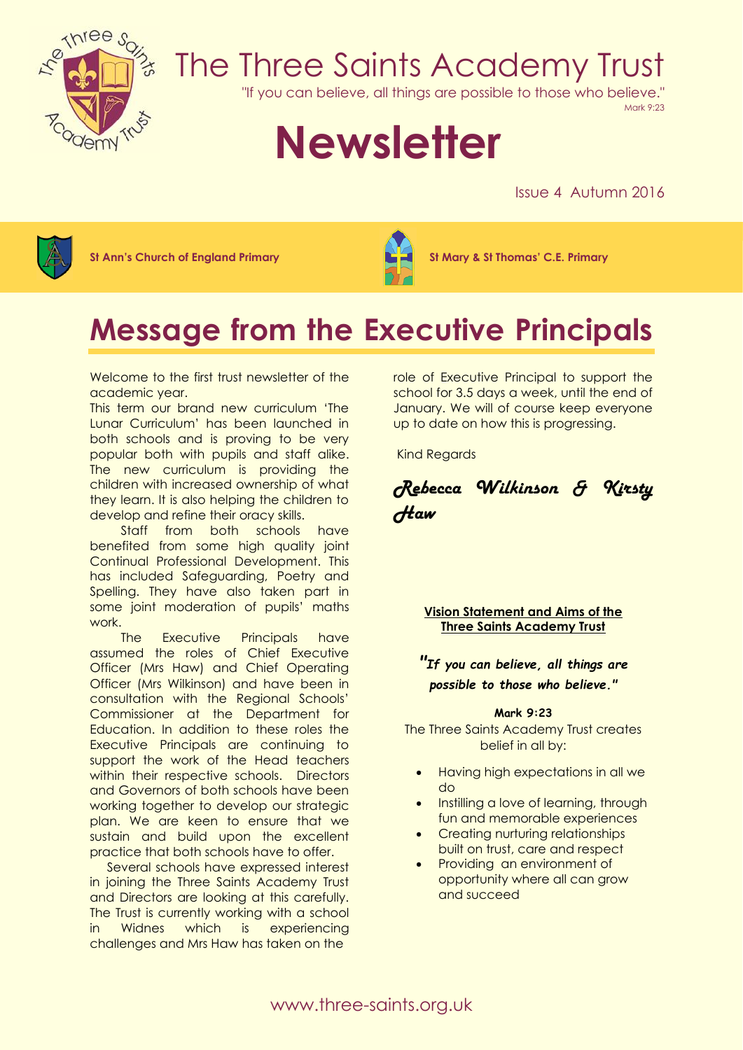# The Three Saints Academy Trust

"If you can believe, all things are possible to those who believe."
Mark 9:23

# Newsletter

Issue 4 Autumn 2016

**St Ann's Church of England Primary** | **St Mary & St Thomas' C.E. Primary**

## Message from the Executive Principals

Welcome to the first trust newsletter of the academic year.

This term our brand new curriculum 'The Lunar Curriculum' has been launched in both schools and is proving to be very popular both with pupils and staff alike. The new curriculum is providing the children with increased ownership of what they learn. It is also helping the children to develop and refine their oracy skills.

Staff from both schools have benefited from some high quality joint Continual Professional Development. This has included Safeguarding, Poetry and Spelling. They have also taken part in some joint moderation of pupils' maths work.

The Executive Principals have assumed the roles of Chief Executive Officer (Mrs Haw) and Chief Operating Officer (Mrs Wilkinson) and have been in consultation with the Regional Schools' Commissioner at the Department for Education. In addition to these roles the Executive Principals are continuing to support the work of the Head teachers within their respective schools. Directors and Governors of both schools have been working together to develop our strategic plan. We are keen to ensure that we sustain and build upon the excellent practice that both schools have to offer.

Several schools have expressed interest in joining the Three Saints Academy Trust and Directors are looking at this carefully. The Trust is currently working with a school in Widnes which is experiencing challenges and Mrs Haw has taken on the role of Executive Principal to support the school for 3.5 days a week, until the end of January. We will of course keep everyone up to date on how this is progressing.

Kind Regards

*Rebecca Wilkinson & Kirsty Haw*

**Vision Statement and Aims of the Three Saints Academy Trust**

***"If you can believe, all things are possible to those who believe."***

**Mark 9:23**

The Three Saints Academy Trust creates belief in all by:

- Having high expectations in all we do
- Instilling a love of learning, through fun and memorable experiences
- Creating nurturing relationships built on trust, care and respect
- Providing an environment of opportunity where all can grow and succeed

www.three-saints.org.uk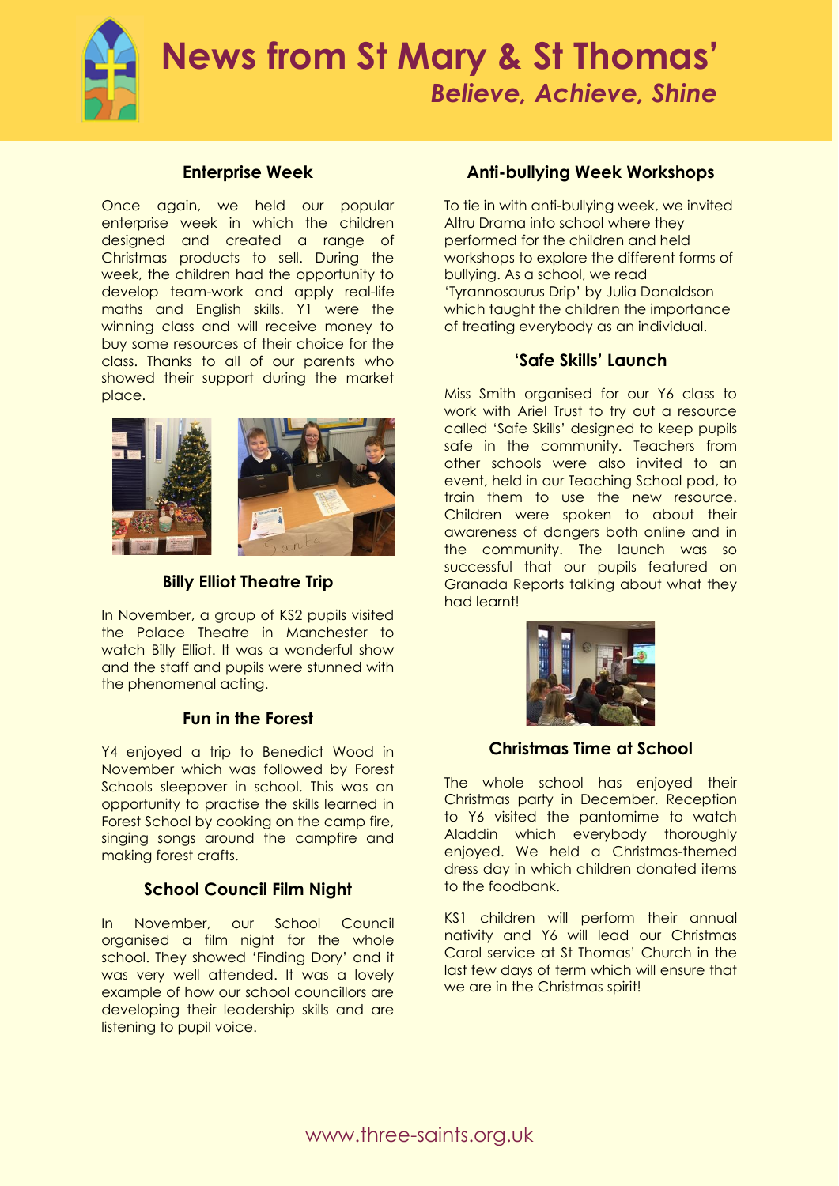# News from St Mary & St Thomas'

*Believe, Achieve, Shine*

### Enterprise Week

Once again, we held our popular enterprise week in which the children designed and created a range of Christmas products to sell. During the week, the children had the opportunity to develop team-work and apply real-life maths and English skills. Y1 were the winning class and will receive money to buy some resources of their choice for the class. Thanks to all of our parents who showed their support during the market place.

### Billy Elliot Theatre Trip

In November, a group of KS2 pupils visited the Palace Theatre in Manchester to watch Billy Elliot. It was a wonderful show and the staff and pupils were stunned with the phenomenal acting.

### Fun in the Forest

Y4 enjoyed a trip to Benedict Wood in November which was followed by Forest Schools sleepover in school. This was an opportunity to practise the skills learned in Forest School by cooking on the camp fire, singing songs around the campfire and making forest crafts.

### School Council Film Night

In November, our School Council organised a film night for the whole school. They showed 'Finding Dory' and it was very well attended. It was a lovely example of how our school councillors are developing their leadership skills and are listening to pupil voice.

### Anti-bullying Week Workshops

To tie in with anti-bullying week, we invited Altru Drama into school where they performed for the children and held workshops to explore the different forms of bullying. As a school, we read 'Tyrannosaurus Drip' by Julia Donaldson which taught the children the importance of treating everybody as an individual.

### 'Safe Skills' Launch

Miss Smith organised for our Y6 class to work with Ariel Trust to try out a resource called 'Safe Skills' designed to keep pupils safe in the community. Teachers from other schools were also invited to an event, held in our Teaching School pod, to train them to use the new resource. Children were spoken to about their awareness of dangers both online and in the community. The launch was so successful that our pupils featured on Granada Reports talking about what they had learnt!

### Christmas Time at School

The whole school has enjoyed their Christmas party in December. Reception to Y6 visited the pantomime to watch Aladdin which everybody thoroughly enjoyed. We held a Christmas-themed dress day in which children donated items to the foodbank.

KS1 children will perform their annual nativity and Y6 will lead our Christmas Carol service at St Thomas' Church in the last few days of term which will ensure that we are in the Christmas spirit!

www.three-saints.org.uk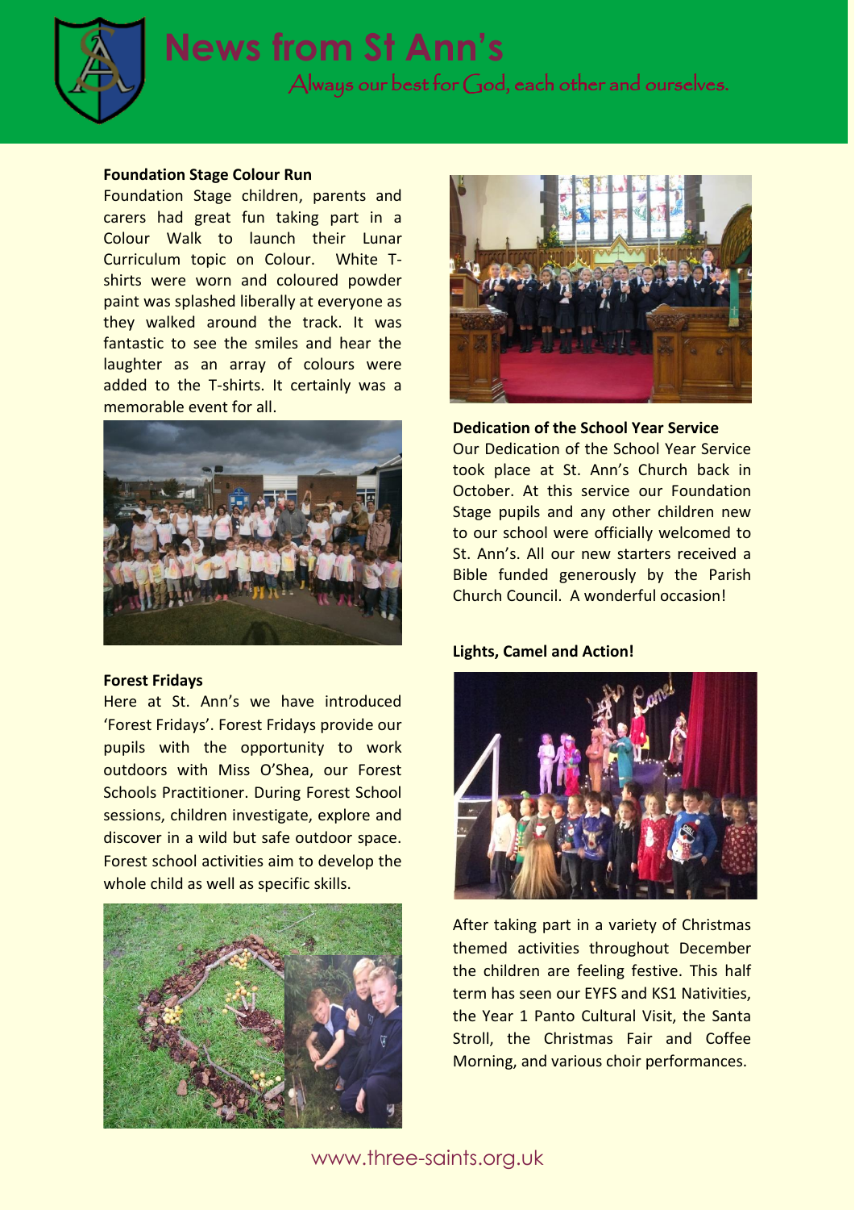# News from St Ann's

*Always our best for God, each other and ourselves.*

**Foundation Stage Colour Run**

Foundation Stage children, parents and carers had great fun taking part in a Colour Walk to launch their Lunar Curriculum topic on Colour. White T-shirts were worn and coloured powder paint was splashed liberally at everyone as they walked around the track. It was fantastic to see the smiles and hear the laughter as an array of colours were added to the T-shirts. It certainly was a memorable event for all.

**Forest Fridays**

Here at St. Ann's we have introduced 'Forest Fridays'. Forest Fridays provide our pupils with the opportunity to work outdoors with Miss O'Shea, our Forest Schools Practitioner. During Forest School sessions, children investigate, explore and discover in a wild but safe outdoor space. Forest school activities aim to develop the whole child as well as specific skills.

**Dedication of the School Year Service**

Our Dedication of the School Year Service took place at St. Ann's Church back in October. At this service our Foundation Stage pupils and any other children new to our school were officially welcomed to St. Ann's. All our new starters received a Bible funded generously by the Parish Church Council. A wonderful occasion!

**Lights, Camel and Action!**

After taking part in a variety of Christmas themed activities throughout December the children are feeling festive. This half term has seen our EYFS and KS1 Nativities, the Year 1 Panto Cultural Visit, the Santa Stroll, the Christmas Fair and Coffee Morning, and various choir performances.

www.three-saints.org.uk